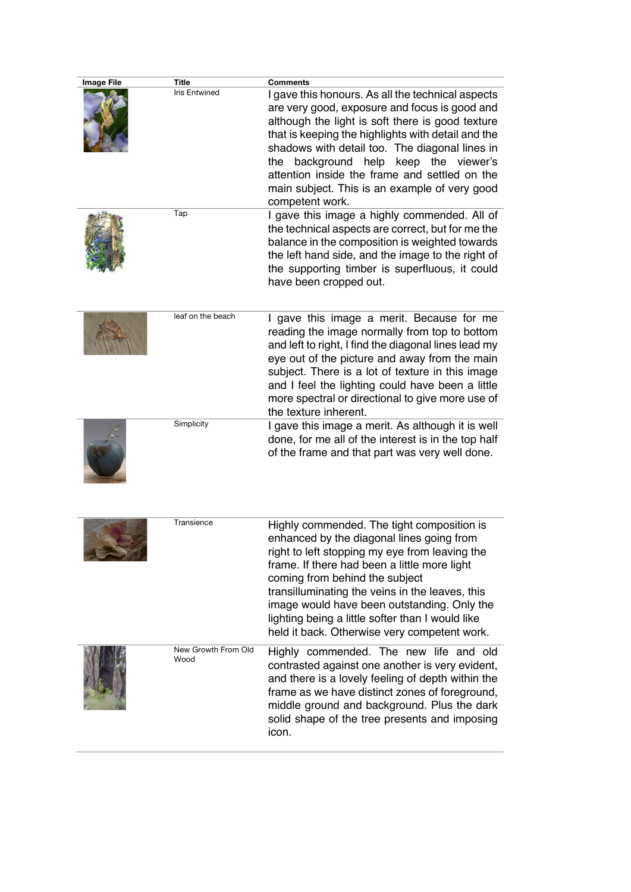| Image File | Title | Comments |
| --- | --- | --- |
| | Iris Entwined | I gave this honours. As all the technical aspects are very good, exposure and focus is good and although the light is soft there is good texture that is keeping the highlights with detail and the shadows with detail too. The diagonal lines in the background help keep the viewer's attention inside the frame and settled on the main subject. This is an example of very good competent work. |
| | Tap | I gave this image a highly commended. All of the technical aspects are correct, but for me the balance in the composition is weighted towards the left hand side, and the image to the right of the supporting timber is superfluous, it could have been cropped out. |
| | leaf on the beach | I gave this image a merit. Because for me reading the image normally from top to bottom and left to right, I find the diagonal lines lead my eye out of the picture and away from the main subject. There is a lot of texture in this image and I feel the lighting could have been a little more spectral or directional to give more use of the texture inherent. |
| | Simplicity | I gave this image a merit. As although it is well done, for me all of the interest is in the top half of the frame and that part was very well done. |
| | Transience | Highly commended. The tight composition is enhanced by the diagonal lines going from right to left stopping my eye from leaving the frame. If there had been a little more light coming from behind the subject transilluminating the veins in the leaves, this image would have been outstanding. Only the lighting being a little softer than I would like held it back. Otherwise very competent work. |
| | New Growth From Old Wood | Highly commended. The new life and old contrasted against one another is very evident, and there is a lovely feeling of depth within the frame as we have distinct zones of foreground, middle ground and background. Plus the dark solid shape of the tree presents and imposing icon. |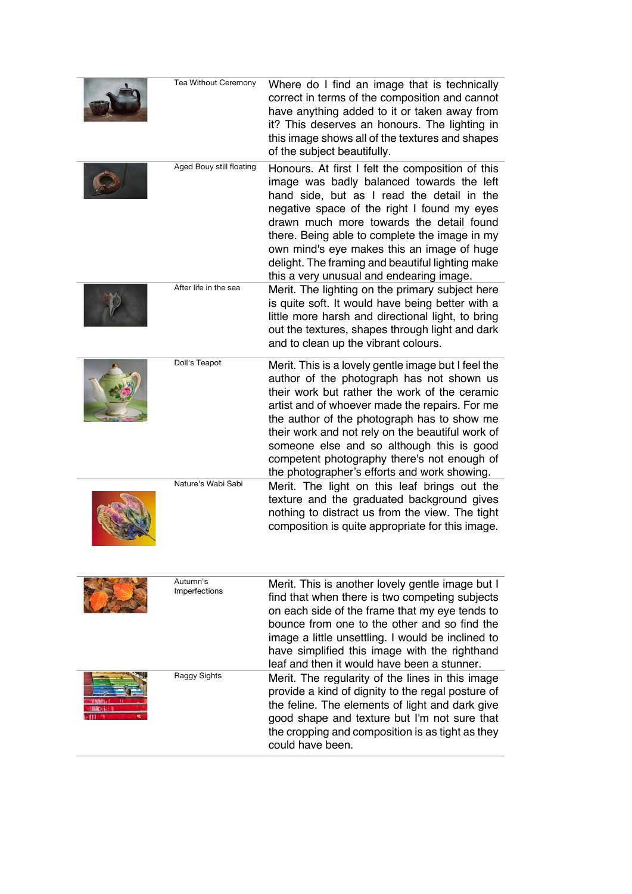| | Title | Comment |
|---|---|---|
| | Tea Without Ceremony | Where do I find an image that is technically correct in terms of the composition and cannot have anything added to it or taken away from it? This deserves an honours. The lighting in this image shows all of the textures and shapes of the subject beautifully. |
| | Aged Bouy still floating | Honours. At first I felt the composition of this image was badly balanced towards the left hand side, but as I read the detail in the negative space of the right I found my eyes drawn much more towards the detail found there. Being able to complete the image in my own mind's eye makes this an image of huge delight. The framing and beautiful lighting make this a very unusual and endearing image. |
| | After life in the sea | Merit. The lighting on the primary subject here is quite soft. It would have being better with a little more harsh and directional light, to bring out the textures, shapes through light and dark and to clean up the vibrant colours. |
| | Doll's Teapot | Merit. This is a lovely gentle image but I feel the author of the photograph has not shown us their work but rather the work of the ceramic artist and of whoever made the repairs. For me the author of the photograph has to show me their work and not rely on the beautiful work of someone else and so although this is good competent photography there's not enough of the photographer's efforts and work showing. |
| | Nature's Wabi Sabi | Merit. The light on this leaf brings out the texture and the graduated background gives nothing to distract us from the view. The tight composition is quite appropriate for this image. |
| | Autumn's Imperfections | Merit. This is another lovely gentle image but I find that when there is two competing subjects on each side of the frame that my eye tends to bounce from one to the other and so find the image a little unsettling. I would be inclined to have simplified this image with the righthand leaf and then it would have been a stunner. |
| | Raggy Sights | Merit. The regularity of the lines in this image provide a kind of dignity to the regal posture of the feline. The elements of light and dark give good shape and texture but I'm not sure that the cropping and composition is as tight as they could have been. |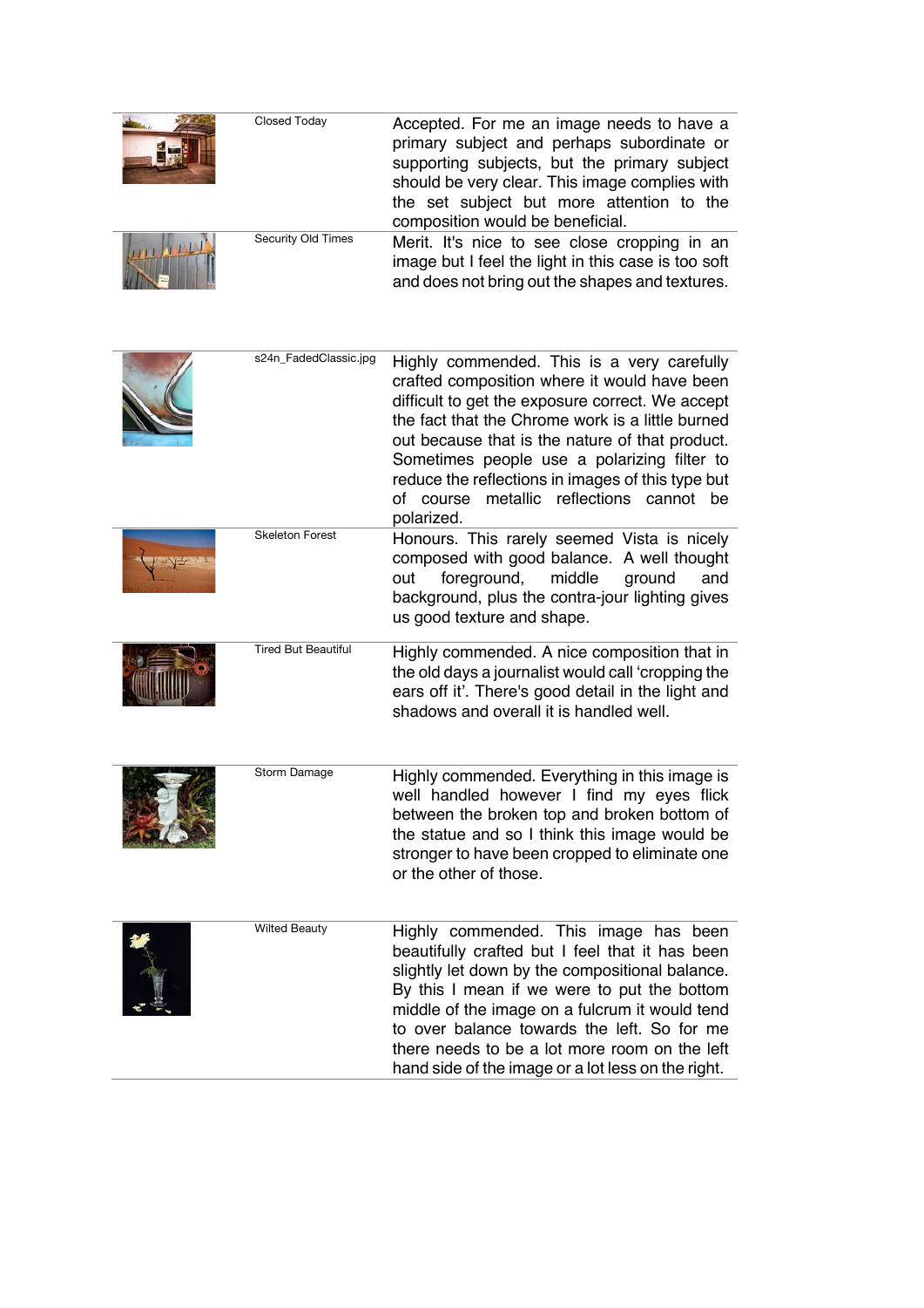| Image | Title | Comment |
| --- | --- | --- |
| | Closed Today | Accepted. For me an image needs to have a primary subject and perhaps subordinate or supporting subjects, but the primary subject should be very clear. This image complies with the set subject but more attention to the composition would be beneficial. |
| | Security Old Times | Merit. It's nice to see close cropping in an image but I feel the light in this case is too soft and does not bring out the shapes and textures. |
| | s24n_FadedClassic.jpg | Highly commended. This is a very carefully crafted composition where it would have been difficult to get the exposure correct. We accept the fact that the Chrome work is a little burned out because that is the nature of that product. Sometimes people use a polarizing filter to reduce the reflections in images of this type but of course metallic reflections cannot be polarized. |
| | Skeleton Forest | Honours. This rarely seemed Vista is nicely composed with good balance. A well thought out foreground, middle ground and background, plus the contra-jour lighting gives us good texture and shape. |
| | Tired But Beautiful | Highly commended. A nice composition that in the old days a journalist would call 'cropping the ears off it'. There's good detail in the light and shadows and overall it is handled well. |
| | Storm Damage | Highly commended. Everything in this image is well handled however I find my eyes flick between the broken top and broken bottom of the statue and so I think this image would be stronger to have been cropped to eliminate one or the other of those. |
| | Wilted Beauty | Highly commended. This image has been beautifully crafted but I feel that it has been slightly let down by the compositional balance. By this I mean if we were to put the bottom middle of the image on a fulcrum it would tend to over balance towards the left. So for me there needs to be a lot more room on the left hand side of the image or a lot less on the right. |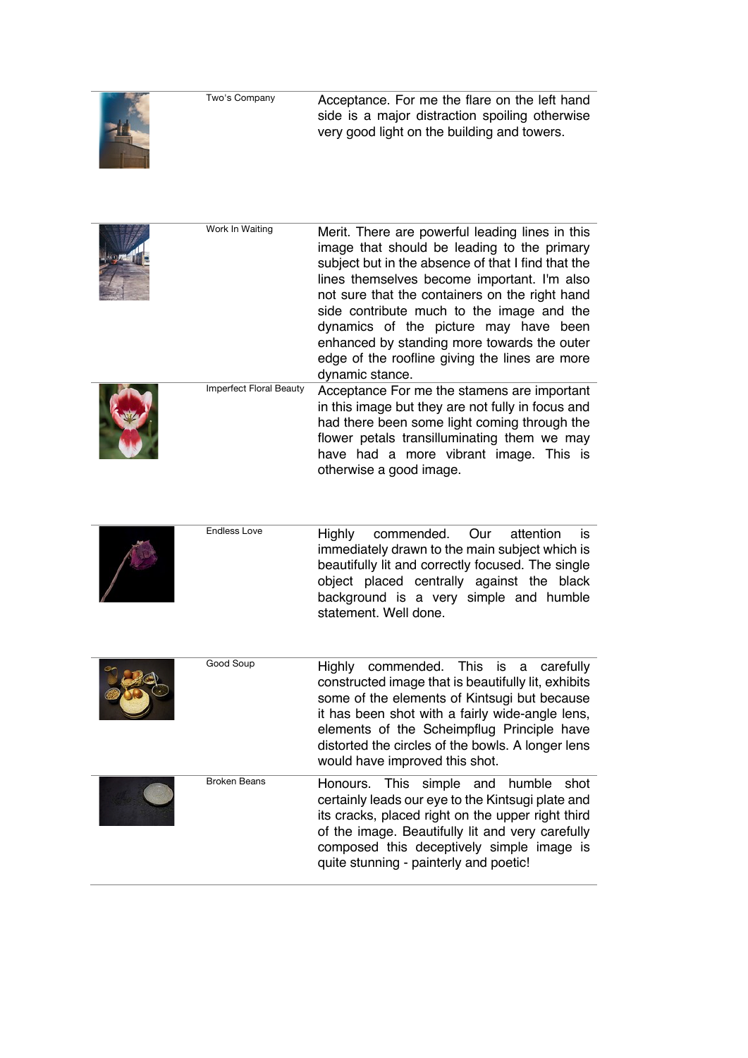| | Title | Comment |
|---|---|---|
| | Two's Company | Acceptance. For me the flare on the left hand side is a major distraction spoiling otherwise very good light on the building and towers. |
| | Work In Waiting | Merit. There are powerful leading lines in this image that should be leading to the primary subject but in the absence of that I find that the lines themselves become important. I'm also not sure that the containers on the right hand side contribute much to the image and the dynamics of the picture may have been enhanced by standing more towards the outer edge of the roofline giving the lines are more dynamic stance. |
| | Imperfect Floral Beauty | Acceptance For me the stamens are important in this image but they are not fully in focus and had there been some light coming through the flower petals transilluminating them we may have had a more vibrant image. This is otherwise a good image. |
| | Endless Love | Highly commended. Our attention is immediately drawn to the main subject which is beautifully lit and correctly focused. The single object placed centrally against the black background is a very simple and humble statement. Well done. |
| | Good Soup | Highly commended. This is a carefully constructed image that is beautifully lit, exhibits some of the elements of Kintsugi but because it has been shot with a fairly wide-angle lens, elements of the Scheimpflug Principle have distorted the circles of the bowls. A longer lens would have improved this shot. |
| | Broken Beans | Honours. This simple and humble shot certainly leads our eye to the Kintsugi plate and its cracks, placed right on the upper right third of the image. Beautifully lit and very carefully composed this deceptively simple image is quite stunning - painterly and poetic! |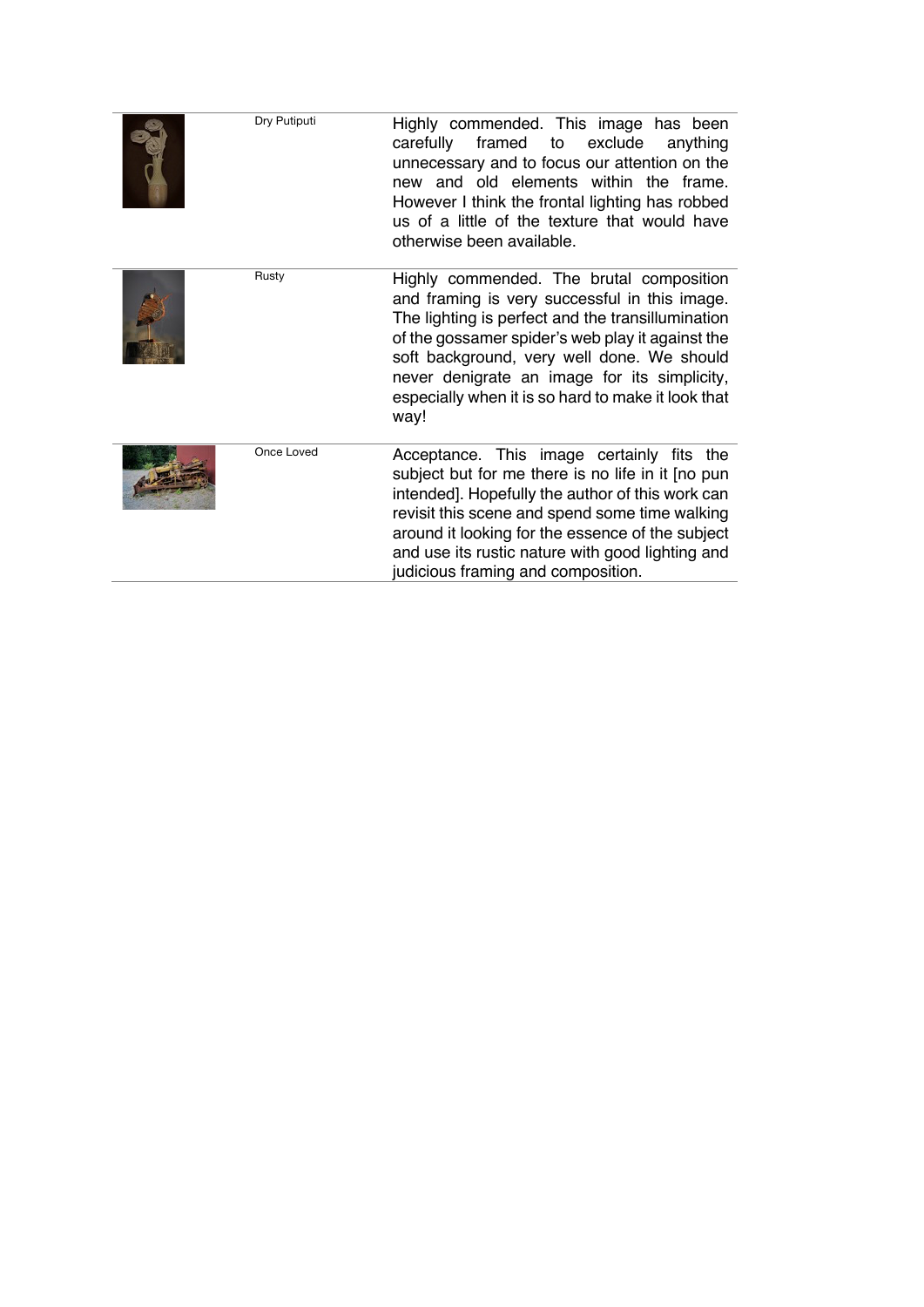| | | |
|---|---|---|
| | Dry Putiputi | Highly commended. This image has been carefully framed to exclude anything unnecessary and to focus our attention on the new and old elements within the frame. However I think the frontal lighting has robbed us of a little of the texture that would have otherwise been available. |
| | Rusty | Highly commended. The brutal composition and framing is very successful in this image. The lighting is perfect and the transillumination of the gossamer spider's web play it against the soft background, very well done. We should never denigrate an image for its simplicity, especially when it is so hard to make it look that way! |
| | Once Loved | Acceptance. This image certainly fits the subject but for me there is no life in it [no pun intended]. Hopefully the author of this work can revisit this scene and spend some time walking around it looking for the essence of the subject and use its rustic nature with good lighting and judicious framing and composition. |